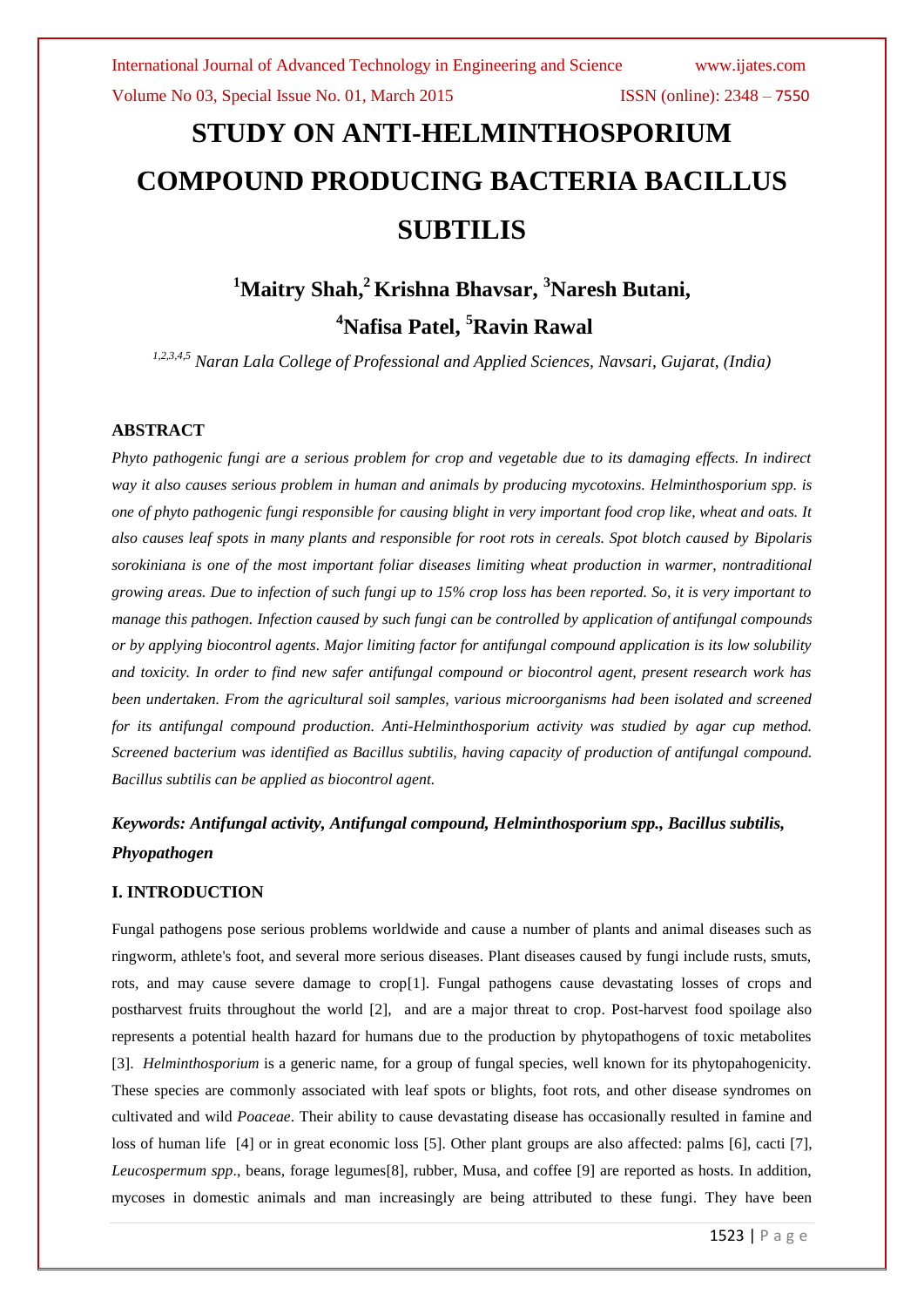# STUDY ON ANTI-HELMINTHOSPORIUM COMPOUND PRODUCING BACTERIA BACILLUS SUBTILIS

**[1]Maitry Shah,[2] Krishna Bhavsar, [3]Naresh Butani, [4]Nafisa Patel, [5]Ravin Rawal**

*[1,2,3,4,5] Naran Lala College of Professional and Applied Sciences, Navsari, Gujarat, (India)*

## ABSTRACT

*Phyto pathogenic fungi are a serious problem for crop and vegetable due to its damaging effects. In indirect way it also causes serious problem in human and animals by producing mycotoxins. Helminthosporium spp. is one of phyto pathogenic fungi responsible for causing blight in very important food crop like, wheat and oats. It also causes leaf spots in many plants and responsible for root rots in cereals. Spot blotch caused by Bipolaris sorokiniana is one of the most important foliar diseases limiting wheat production in warmer, nontraditional growing areas. Due to infection of such fungi up to 15% crop loss has been reported. So, it is very important to manage this pathogen. Infection caused by such fungi can be controlled by application of antifungal compounds or by applying biocontrol agents. Major limiting factor for antifungal compound application is its low solubility and toxicity. In order to find new safer antifungal compound or biocontrol agent, present research work has been undertaken. From the agricultural soil samples, various microorganisms had been isolated and screened for its antifungal compound production. Anti-Helminthosporium activity was studied by agar cup method. Screened bacterium was identified as Bacillus subtilis, having capacity of production of antifungal compound. Bacillus subtilis can be applied as biocontrol agent.*

***Keywords: Antifungal activity, Antifungal compound, Helminthosporium spp., Bacillus subtilis, Phyopathogen***

## I. INTRODUCTION

Fungal pathogens pose serious problems worldwide and cause a number of plants and animal diseases such as ringworm, athlete's foot, and several more serious diseases. Plant diseases caused by fungi include rusts, smuts, rots, and may cause severe damage to crop[1]. Fungal pathogens cause devastating losses of crops and postharvest fruits throughout the world [2], and are a major threat to crop. Post-harvest food spoilage also represents a potential health hazard for humans due to the production by phytopathogens of toxic metabolites [3]. *Helminthosporium* is a generic name, for a group of fungal species, well known for its phytopahogenicity. These species are commonly associated with leaf spots or blights, foot rots, and other disease syndromes on cultivated and wild *Poaceae*. Their ability to cause devastating disease has occasionally resulted in famine and loss of human life [4] or in great economic loss [5]. Other plant groups are also affected: palms [6], cacti [7], *Leucospermum spp*., beans, forage legumes[8], rubber, Musa, and coffee [9] are reported as hosts. In addition, mycoses in domestic animals and man increasingly are being attributed to these fungi. They have been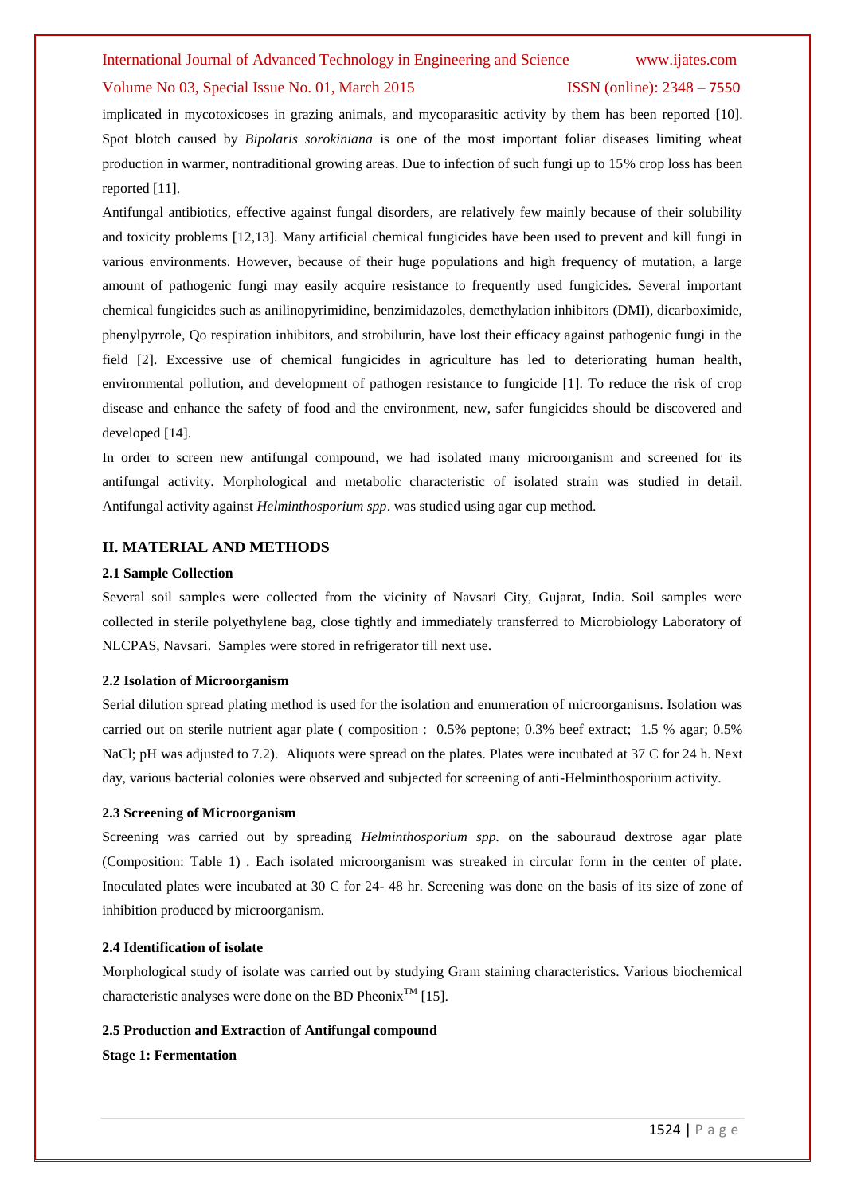implicated in mycotoxicoses in grazing animals, and mycoparasitic activity by them has been reported [10]. Spot blotch caused by *Bipolaris sorokiniana* is one of the most important foliar diseases limiting wheat production in warmer, nontraditional growing areas. Due to infection of such fungi up to 15% crop loss has been reported [11].

Antifungal antibiotics, effective against fungal disorders, are relatively few mainly because of their solubility and toxicity problems [12,13]. Many artificial chemical fungicides have been used to prevent and kill fungi in various environments. However, because of their huge populations and high frequency of mutation, a large amount of pathogenic fungi may easily acquire resistance to frequently used fungicides. Several important chemical fungicides such as anilinopyrimidine, benzimidazoles, demethylation inhibitors (DMI), dicarboximide, phenylpyrrole, Qo respiration inhibitors, and strobilurin, have lost their efficacy against pathogenic fungi in the field [2]. Excessive use of chemical fungicides in agriculture has led to deteriorating human health, environmental pollution, and development of pathogen resistance to fungicide [1]. To reduce the risk of crop disease and enhance the safety of food and the environment, new, safer fungicides should be discovered and developed [14].

In order to screen new antifungal compound, we had isolated many microorganism and screened for its antifungal activity. Morphological and metabolic characteristic of isolated strain was studied in detail. Antifungal activity against *Helminthosporium spp*. was studied using agar cup method.

## II. MATERIAL AND METHODS

### 2.1 Sample Collection

Several soil samples were collected from the vicinity of Navsari City, Gujarat, India. Soil samples were collected in sterile polyethylene bag, close tightly and immediately transferred to Microbiology Laboratory of NLCPAS, Navsari. Samples were stored in refrigerator till next use.

### 2.2 Isolation of Microorganism

Serial dilution spread plating method is used for the isolation and enumeration of microorganisms. Isolation was carried out on sterile nutrient agar plate ( composition : 0.5% peptone; 0.3% beef extract; 1.5 % agar; 0.5% NaCl; pH was adjusted to 7.2). Aliquots were spread on the plates. Plates were incubated at 37 C for 24 h. Next day, various bacterial colonies were observed and subjected for screening of anti-Helminthosporium activity.

### 2.3 Screening of Microorganism

Screening was carried out by spreading *Helminthosporium spp.* on the sabouraud dextrose agar plate (Composition: Table 1) . Each isolated microorganism was streaked in circular form in the center of plate. Inoculated plates were incubated at 30 C for 24- 48 hr. Screening was done on the basis of its size of zone of inhibition produced by microorganism.

### 2.4 Identification of isolate

Morphological study of isolate was carried out by studying Gram staining characteristics. Various biochemical characteristic analyses were done on the BD Pheonix$^{TM}$ [15].

### 2.5 Production and Extraction of Antifungal compound

**Stage 1: Fermentation**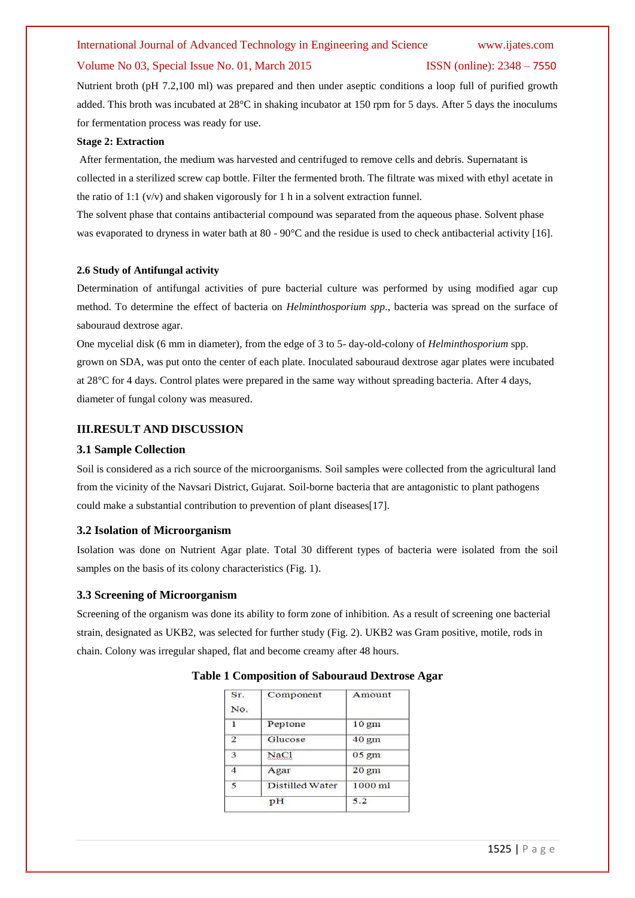Nutrient broth (pH 7.2,100 ml) was prepared and then under aseptic conditions a loop full of purified growth added. This broth was incubated at 28°C in shaking incubator at 150 rpm for 5 days. After 5 days the inoculums for fermentation process was ready for use.

**Stage 2: Extraction**

After fermentation, the medium was harvested and centrifuged to remove cells and debris. Supernatant is collected in a sterilized screw cap bottle. Filter the fermented broth. The filtrate was mixed with ethyl acetate in the ratio of 1:1 (v/v) and shaken vigorously for 1 h in a solvent extraction funnel.

The solvent phase that contains antibacterial compound was separated from the aqueous phase. Solvent phase was evaporated to dryness in water bath at 80 - 90°C and the residue is used to check antibacterial activity [16].

### 2.6 Study of Antifungal activity

Determination of antifungal activities of pure bacterial culture was performed by using modified agar cup method. To determine the effect of bacteria on *Helminthosporium spp*., bacteria was spread on the surface of sabouraud dextrose agar.

One mycelial disk (6 mm in diameter), from the edge of 3 to 5- day-old-colony of *Helminthosporium* spp. grown on SDA, was put onto the center of each plate. Inoculated sabouraud dextrose agar plates were incubated at 28°C for 4 days. Control plates were prepared in the same way without spreading bacteria. After 4 days, diameter of fungal colony was measured.

## III.RESULT AND DISCUSSION

### 3.1 Sample Collection

Soil is considered as a rich source of the microorganisms. Soil samples were collected from the agricultural land from the vicinity of the Navsari District, Gujarat. Soil-borne bacteria that are antagonistic to plant pathogens could make a substantial contribution to prevention of plant diseases[17].

### 3.2 Isolation of Microorganism

Isolation was done on Nutrient Agar plate. Total 30 different types of bacteria were isolated from the soil samples on the basis of its colony characteristics (Fig. 1).

### 3.3 Screening of Microorganism

Screening of the organism was done its ability to form zone of inhibition. As a result of screening one bacterial strain, designated as UKB2, was selected for further study (Fig. 2). UKB2 was Gram positive, motile, rods in chain. Colony was irregular shaped, flat and become creamy after 48 hours.

**Table 1 Composition of Sabouraud Dextrose Agar**

| Sr. No. | Component | Amount |
|---|---|---|
| 1 | Peptone | 10 gm |
| 2 | Glucose | 40 gm |
| 3 | NaCl | 05 gm |
| 4 | Agar | 20 gm |
| 5 | Distilled Water | 1000 ml |
| | pH | 5.2 |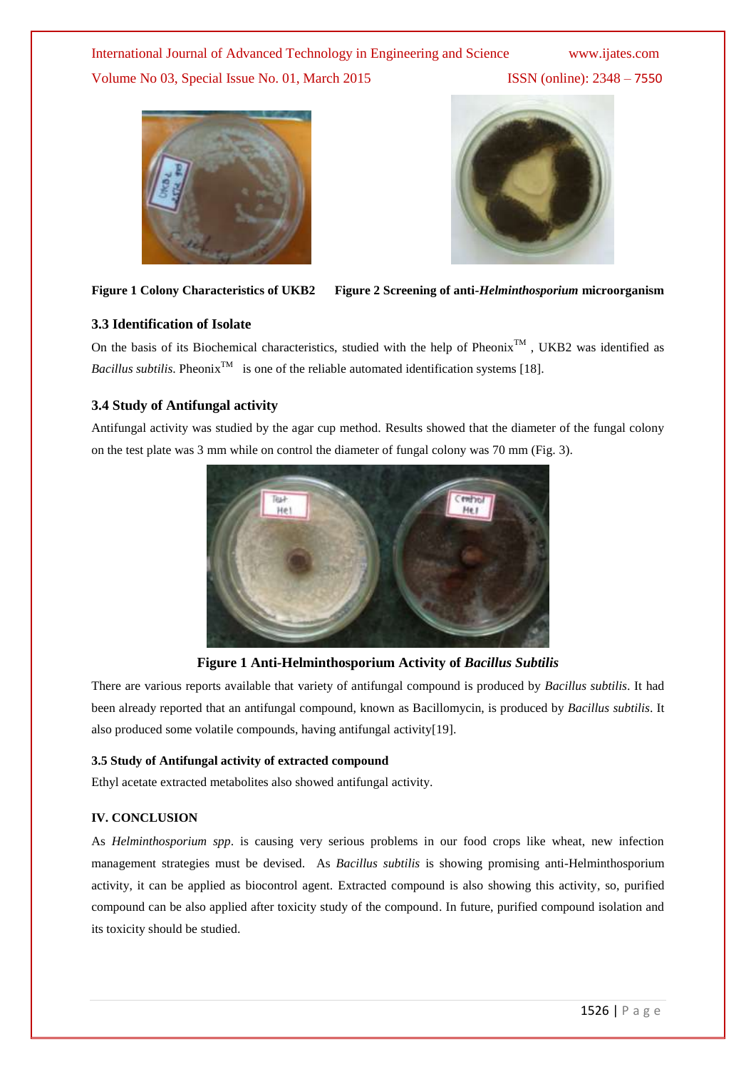**Figure 1 Colony Characteristics of UKB2** **Figure 2 Screening of anti-*Helminthosporium* microorganism**

### 3.3 Identification of Isolate

On the basis of its Biochemical characteristics, studied with the help of Pheonix$^{TM}$ , UKB2 was identified as *Bacillus subtilis*. Pheonix$^{TM}$ is one of the reliable automated identification systems [18].

### 3.4 Study of Antifungal activity

Antifungal activity was studied by the agar cup method. Results showed that the diameter of the fungal colony on the test plate was 3 mm while on control the diameter of fungal colony was 70 mm (Fig. 3).

**Figure 1 Anti-Helminthosporium Activity of *Bacillus Subtilis***

There are various reports available that variety of antifungal compound is produced by *Bacillus subtilis*. It had been already reported that an antifungal compound, known as Bacillomycin, is produced by *Bacillus subtilis*. It also produced some volatile compounds, having antifungal activity[19].

### 3.5 Study of Antifungal activity of extracted compound

Ethyl acetate extracted metabolites also showed antifungal activity.

## IV. CONCLUSION

As *Helminthosporium spp*. is causing very serious problems in our food crops like wheat, new infection management strategies must be devised. As *Bacillus subtilis* is showing promising anti-Helminthosporium activity, it can be applied as biocontrol agent. Extracted compound is also showing this activity, so, purified compound can be also applied after toxicity study of the compound. In future, purified compound isolation and its toxicity should be studied.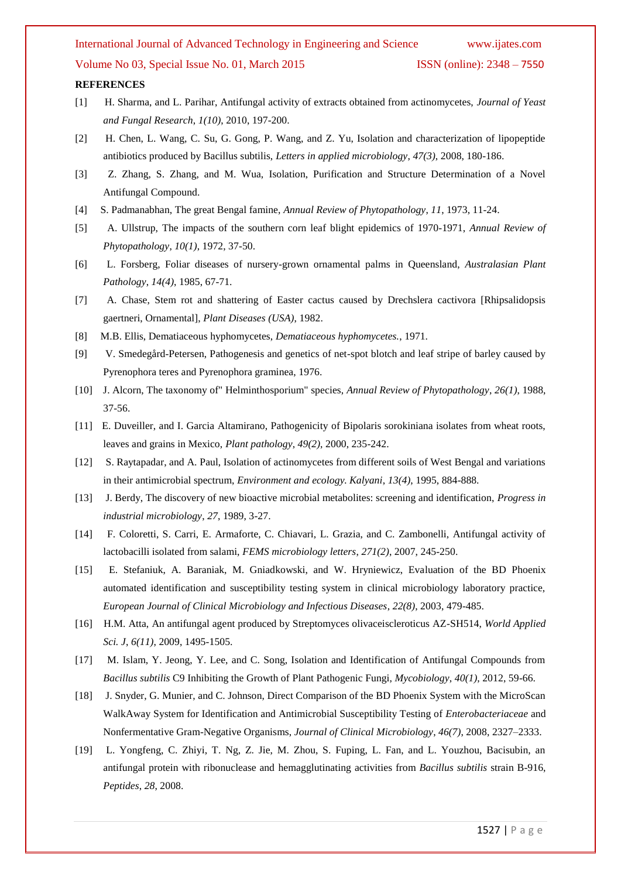**REFERENCES**

[1] H. Sharma, and L. Parihar, Antifungal activity of extracts obtained from actinomycetes, *Journal of Yeast and Fungal Research*, *1(10)*, 2010, 197-200.

[2] H. Chen, L. Wang, C. Su, G. Gong, P. Wang, and Z. Yu, Isolation and characterization of lipopeptide antibiotics produced by Bacillus subtilis, *Letters in applied microbiology*, *47(3)*, 2008, 180-186.

[3] Z. Zhang, S. Zhang, and M. Wua, Isolation, Purification and Structure Determination of a Novel Antifungal Compound.

[4] S. Padmanabhan, The great Bengal famine, *Annual Review of Phytopathology*, *11*, 1973, 11-24.

[5] A. Ullstrup, The impacts of the southern corn leaf blight epidemics of 1970-1971, *Annual Review of Phytopathology*, *10(1)*, 1972, 37-50.

[6] L. Forsberg, Foliar diseases of nursery-grown ornamental palms in Queensland, *Australasian Plant Pathology*, *14(4)*, 1985, 67-71.

[7] A. Chase, Stem rot and shattering of Easter cactus caused by Drechslera cactivora [Rhipsalidopsis gaertneri, Ornamental], *Plant Diseases (USA)*, 1982.

[8] M.B. Ellis, Dematiaceous hyphomycetes, *Dematiaceous hyphomycetes.*, 1971.

[9] V. Smedegård-Petersen, Pathogenesis and genetics of net-spot blotch and leaf stripe of barley caused by Pyrenophora teres and Pyrenophora graminea, 1976.

[10] J. Alcorn, The taxonomy of" Helminthosporium" species, *Annual Review of Phytopathology*, *26(1)*, 1988, 37-56.

[11] E. Duveiller, and I. Garcia Altamirano, Pathogenicity of Bipolaris sorokiniana isolates from wheat roots, leaves and grains in Mexico, *Plant pathology*, *49(2)*, 2000, 235-242.

[12] S. Raytapadar, and A. Paul, Isolation of actinomycetes from different soils of West Bengal and variations in their antimicrobial spectrum, *Environment and ecology. Kalyani*, *13(4)*, 1995, 884-888.

[13] J. Berdy, The discovery of new bioactive microbial metabolites: screening and identification, *Progress in industrial microbiology*, *27*, 1989, 3-27.

[14] F. Coloretti, S. Carri, E. Armaforte, C. Chiavari, L. Grazia, and C. Zambonelli, Antifungal activity of lactobacilli isolated from salami, *FEMS microbiology letters*, *271(2)*, 2007, 245-250.

[15] E. Stefaniuk, A. Baraniak, M. Gniadkowski, and W. Hryniewicz, Evaluation of the BD Phoenix automated identification and susceptibility testing system in clinical microbiology laboratory practice, *European Journal of Clinical Microbiology and Infectious Diseases*, *22(8)*, 2003, 479-485.

[16] H.M. Atta, An antifungal agent produced by Streptomyces olivaceiscleroticus AZ-SH514, *World Applied Sci. J*, *6(11)*, 2009, 1495-1505.

[17] M. Islam, Y. Jeong, Y. Lee, and C. Song, Isolation and Identification of Antifungal Compounds from *Bacillus subtilis* C9 Inhibiting the Growth of Plant Pathogenic Fungi, *Mycobiology*, *40(1)*, 2012, 59-66.

[18] J. Snyder, G. Munier, and C. Johnson, Direct Comparison of the BD Phoenix System with the MicroScan WalkAway System for Identification and Antimicrobial Susceptibility Testing of *Enterobacteriaceae* and Nonfermentative Gram-Negative Organisms, *Journal of Clinical Microbiology*, *46(7)*, 2008, 2327–2333.

[19] L. Yongfeng, C. Zhiyi, T. Ng, Z. Jie, M. Zhou, S. Fuping, L. Fan, and L. Youzhou, Bacisubin, an antifungal protein with ribonuclease and hemagglutinating activities from *Bacillus subtilis* strain B-916, *Peptides*, *28*, 2008.